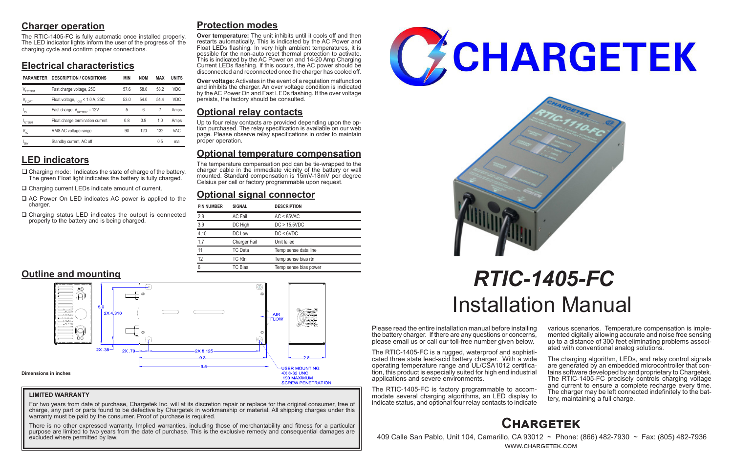## Charger operation

The RTIC-1405-FC is fully automatic once installed properly. The LED indicator lights inform the user of the progress of the charging cycle and confirm proper connections.

## Electrical characteristics

| PARAMETER | DESCRIPTION / CONDITIONS | MIN | NOM | MAX | UNITS |
|---|---|---|---|---|---|
| $V_{FSTERM}$ | Fast charge voltage, 25C | 57.6 | 58.0 | 58.2 | VDC |
| $V_{FLOAT}$ | Float voltage, $I_{OUT}$ < 1.0 A, 25C | 53.0 | 54.0 | 54.4 | VDC |
| $I_{FS}$ | Fast charge, $V_{BATTERY}$ = 12V | 5 | 6 | 7 | Amps |
| $I_{FLTERM}$ | Float charge termination current | 0.8 | 0.9 | 1.0 | Amps |
| $V_{AC}$ | RMS AC voltage range | 90 | 120 | 132 | VAC |
| $I_{SBY}$ | Standby current, AC off | | | 0.5 | ma |

## LED indicators

- ❑ Charging mode: Indicates the state of charge of the battery. The green Float light indicates the battery is fully charged.
- ❑ Charging current LEDs indicate amount of current.
- ❑ AC Power On LED indicates AC power is applied to the charger.
- ❑ Charging status LED indicates the output is connected properly to the battery and is being charged.

## Protection modes

**Over temperature:** The unit inhibits until it cools off and then restarts automatically. This is indicated by the AC Power and Float LEDs flashing. In very high ambient temperatures, it is possible for the non-auto reset thermal protection to activate. This is indicated by the AC Power on and 14-20 Amp Charging Current LEDs flashing. If this occurs, the AC power should be disconnected and reconnected once the charger has cooled off.

**Over voltage:** Activates in the event of a regulation malfunction and inhibits the charger. An over voltage condition is indicated by the AC Power On and Fast LEDs flashing. If the over voltage persists, the factory should be consulted.

## Optional relay contacts

Up to four relay contacts are provided depending upon the option purchased. The relay specification is available on our web page. Please observe relay specifications in order to maintain proper operation.

## Optional temperature compensation

The temperature compensation pod can be tie-wrapped to the charger cable in the immediate vicinity of the battery or wall mounted. Standard compensation is 15mV-18mV per degree Celsius per cell or factory programmable upon request.

## Optional signal connector

| PIN NUMBER | SIGNAL | DESCRIPTION |
|---|---|---|
| 2,8 | AC Fail | AC < 85VAC |
| 3,9 | DC High | DC > 15.5VDC |
| 4,10 | DC Low | DC < 6VDC |
| 1,7 | Charger Fail | Unit failed |
| 11 | TC Data | Temp sense data line |
| 12 | TC Rtn | Temp sense bias rtn |
| 6 | TC Bias | Temp sense bias power |

## Outline and mounting

AC, DC, 5.0, 2X 4.310, 2X .35, 2X .79, 2X 8.125, 9.3, 9.5, 2.8, AIR FLOW

USER MOUNTING: 4X 6-32 UNC .190 MAXIMUM SCREW PENETRATION

Dimensions in inches

**LIMITED WARRANTY**

For two years from date of purchase, Chargetek Inc. will at its discretion repair or replace for the original consumer, free of charge, any part or parts found to be defective by Chargetek in workmanship or material. All shipping charges under this warranty must be paid by the consumer. Proof of purchase is required.

There is no other expressed warranty. Implied warranties, including those of merchantability and fitness for a particular purpose are limited to two years from the date of purchase. This is the exclusive remedy and consequential damages are excluded where permitted by law.

# CHARGETEK

# *RTIC-1405-FC*
# Installation Manual

Please read the entire installation manual before installing the battery charger. If there are any questions or concerns, please email us or call our toll-free number given below.

The RTIC-1405-FC is a rugged, waterproof and sophisticated three state lead-acid battery charger. With a wide operating temperature range and UL/CSA1012 certification, this product is especially suited for high end industrial applications and severe environments.

The RTIC-1405-FC is factory programmable to accommodate several charging algorithms, an LED display to indicate status, and optional four relay contacts to indicate various scenarios. Temperature compensation is implemented digitally allowing accurate and noise free sensing up to a distance of 300 feet eliminating problems associated with conventional analog solutions.

The charging algorithm, LEDs, and relay control signals are generated by an embedded microcontroller that contains software developed by and proprietary to Chargetek. The RTIC-1405-FC precisely controls charging voltage and current to ensure a complete recharge every time. The charger may be left connected indefinitely to the battery, maintaining a full charge.

## Chargetek

409 Calle San Pablo, Unit 104, Camarillo, CA 93012 ~ Phone: (866) 482-7930 ~ Fax: (805) 482-7936
WWW.CHARGETEK.COM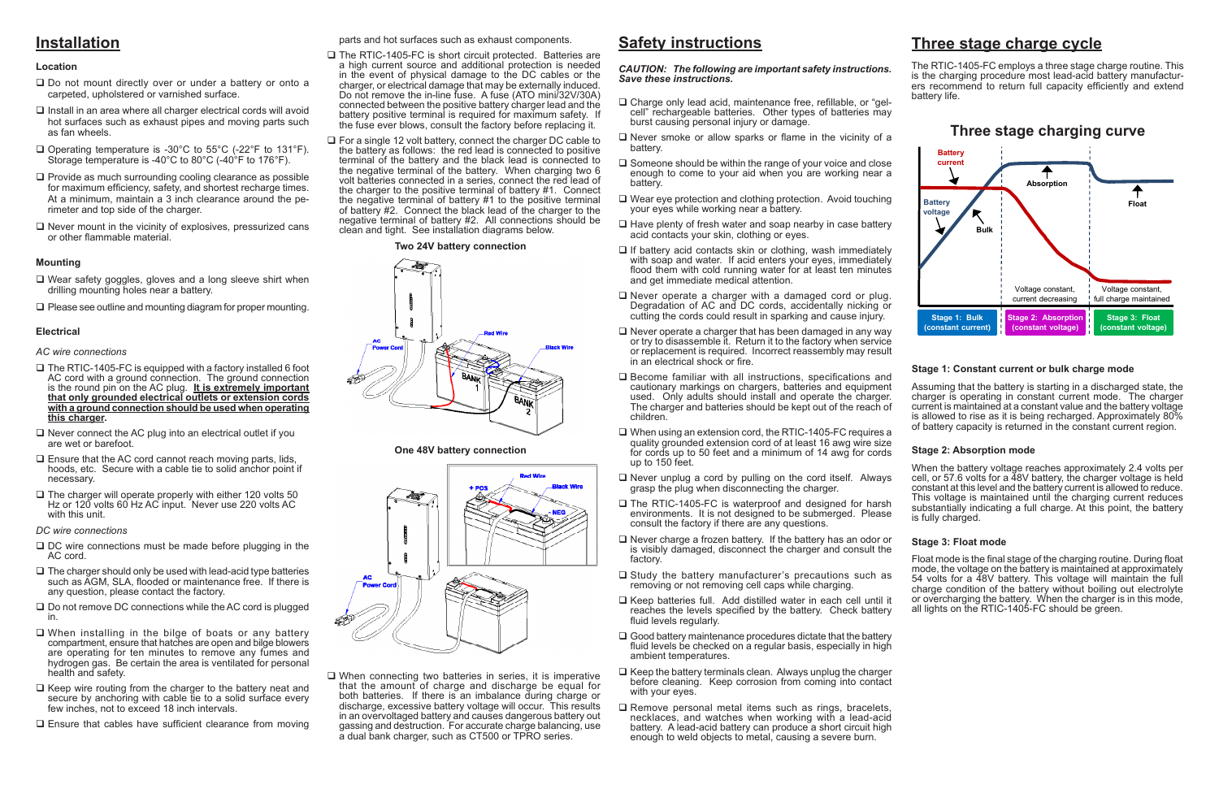## Installation

### Location

- ☐ Do not mount directly over or under a battery or onto a carpeted, upholstered or varnished surface.
- ☐ Install in an area where all charger electrical cords will avoid hot surfaces such as exhaust pipes and moving parts such as fan wheels.
- ☐ Operating temperature is -30°C to 55°C (-22°F to 131°F). Storage temperature is -40°C to 80°C (-40°F to 176°F).
- ☐ Provide as much surrounding cooling clearance as possible for maximum efficiency, safety, and shortest recharge times. At a minimum, maintain a 3 inch clearance around the perimeter and top side of the charger.
- ☐ Never mount in the vicinity of explosives, pressurized cans or other flammable material.

### Mounting

- ☐ Wear safety goggles, gloves and a long sleeve shirt when drilling mounting holes near a battery.
- ☐ Please see outline and mounting diagram for proper mounting.

### Electrical

*AC wire connections*

- ☐ The RTIC-1405-FC is equipped with a factory installed 6 foot AC cord with a ground connection. The ground connection is the round pin on the AC plug. **It is extremely important that only grounded electrical outlets or extension cords with a ground connection should be used when operating this charger.**
- ☐ Never connect the AC plug into an electrical outlet if you are wet or barefoot.
- ☐ Ensure that the AC cord cannot reach moving parts, lids, hoods, etc. Secure with a cable tie to solid anchor point if necessary.
- ☐ The charger will operate properly with either 120 volts 50 Hz or 120 volts 60 Hz AC input. Never use 220 volts AC with this unit.

*DC wire connections*

- ☐ DC wire connections must be made before plugging in the AC cord.
- ☐ The charger should only be used with lead-acid type batteries such as AGM, SLA, flooded or maintenance free. If there is any question, please contact the factory.
- ☐ Do not remove DC connections while the AC cord is plugged in.
- ☐ When installing in the bilge of boats or any battery compartment, ensure that hatches are open and bilge blowers are operating for ten minutes to remove any fumes and hydrogen gas. Be certain the area is ventilated for personal health and safety.
- ☐ Keep wire routing from the charger to the battery neat and secure by anchoring with cable tie to a solid surface every few inches, not to exceed 18 inch intervals.
- ☐ Ensure that cables have sufficient clearance from moving parts and hot surfaces such as exhaust components.
- ☐ The RTIC-1405-FC is short circuit protected. Batteries are a high current source and additional protection is needed in the event of physical damage to the DC cables or the charger, or electrical damage that may be externally induced. Do not remove the in-line fuse. A fuse (ATO mini/32V/30A) connected between the positive battery charger lead and the battery positive terminal is required for maximum safety. If the fuse ever blows, consult the factory before replacing it.
- ☐ For a single 12 volt battery, connect the charger DC cable to the battery as follows: the red lead is connected to positive terminal of the battery and the black lead is connected to the negative terminal of the battery. When charging two 6 volt batteries connected in a series, connect the red lead of the charger to the positive terminal of battery #1. Connect the negative terminal of battery #1 to the positive terminal of battery #2. Connect the black lead of the charger to the negative terminal of battery #2. All connections should be clean and tight. See installation diagrams below.

**Two 24V battery connection**

AC Power Cord
Red Wire
Black Wire
BANK 1
BANK 2

**One 48V battery connection**

Red Wire
Black Wire
+ POS
- NEG
AC Power Cord

- ☐ When connecting two batteries in series, it is imperative that the amount of charge and discharge be equal for both batteries. If there is an imbalance during charge or discharge, excessive battery voltage will occur. This results in an overvoltaged battery and causes dangerous battery out gassing and destruction. For accurate charge balancing, use a dual bank charger, such as CT500 or TPRO series.

## Safety instructions

***CAUTION: The following are important safety instructions. Save these instructions.***

- ☐ Charge only lead acid, maintenance free, refillable, or "gel-cell" rechargeable batteries. Other types of batteries may burst causing personal injury or damage.
- ☐ Never smoke or allow sparks or flame in the vicinity of a battery.
- ☐ Someone should be within the range of your voice and close enough to come to your aid when you are working near a battery.
- ☐ Wear eye protection and clothing protection. Avoid touching your eyes while working near a battery.
- ☐ Have plenty of fresh water and soap nearby in case battery acid contacts your skin, clothing or eyes.
- ☐ If battery acid contacts skin or clothing, wash immediately with soap and water. If acid enters your eyes, immediately flood them with cold running water for at least ten minutes and get immediate medical attention.
- ☐ Never operate a charger with a damaged cord or plug. Degradation of AC and DC cords, accidentally nicking or cutting the cords could result in sparking and cause injury.
- ☐ Never operate a charger that has been damaged in any way or try to disassemble it. Return it to the factory when service or replacement is required. Incorrect reassembly may result in an electrical shock or fire.
- ☐ Become familiar with all instructions, specifications and cautionary markings on chargers, batteries and equipment used. Only adults should install and operate the charger. The charger and batteries should be kept out of the reach of children.
- ☐ When using an extension cord, the RTIC-1405-FC requires a quality grounded extension cord of at least 16 awg wire size for cords up to 50 feet and a minimum of 14 awg for cords up to 150 feet.
- ☐ Never unplug a cord by pulling on the cord itself. Always grasp the plug when disconnecting the charger.
- ☐ The RTIC-1405-FC is waterproof and designed for harsh environments. It is not designed to be submerged. Please consult the factory if there are any questions.
- ☐ Never charge a frozen battery. If the battery has an odor or is visibly damaged, disconnect the charger and consult the factory.
- ☐ Study the battery manufacturer's precautions such as removing or not removing cell caps while charging.
- ☐ Keep batteries full. Add distilled water in each cell until it reaches the levels specified by the battery. Check battery fluid levels regularly.
- ☐ Good battery maintenance procedures dictate that the battery fluid levels be checked on a regular basis, especially in high ambient temperatures.
- ☐ Keep the battery terminals clean. Always unplug the charger before cleaning. Keep corrosion from coming into contact with your eyes.
- ☐ Remove personal metal items such as rings, bracelets, necklaces, and watches when working with a lead-acid battery. A lead-acid battery can produce a short circuit high enough to weld objects to metal, causing a severe burn.

## Three stage charge cycle

The RTIC-1405-FC employs a three stage charge routine. This is the charging procedure most lead-acid battery manufacturers recommend to return full capacity efficiently and extend battery life.

**Three stage charging curve**

Battery current
Battery voltage
Bulk
Absorption
Float
Voltage constant, current decreasing
Voltage constant, full charge maintained
Stage 1: Bulk (constant current)
Stage 2: Absorption (constant voltage)
Stage 3: Float (constant voltage)

### Stage 1: Constant current or bulk charge mode

Assuming that the battery is starting in a discharged state, the charger is operating in constant current mode. The charger current is maintained at a constant value and the battery voltage is allowed to rise as it is being recharged. Approximately 80% of battery capacity is returned in the constant current region.

### Stage 2: Absorption mode

When the battery voltage reaches approximately 2.4 volts per cell, or 57.6 volts for a 48V battery, the charger voltage is held constant at this level and the battery current is allowed to reduce. This voltage is maintained until the charging current reduces substantially indicating a full charge. At this point, the battery is fully charged.

### Stage 3: Float mode

Float mode is the final stage of the charging routine. During float mode, the voltage on the battery is maintained at approximately 54 volts for a 48V battery. This voltage will maintain the full charge condition of the battery without boiling out electrolyte or overcharging the battery. When the charger is in this mode, all lights on the RTIC-1405-FC should be green.